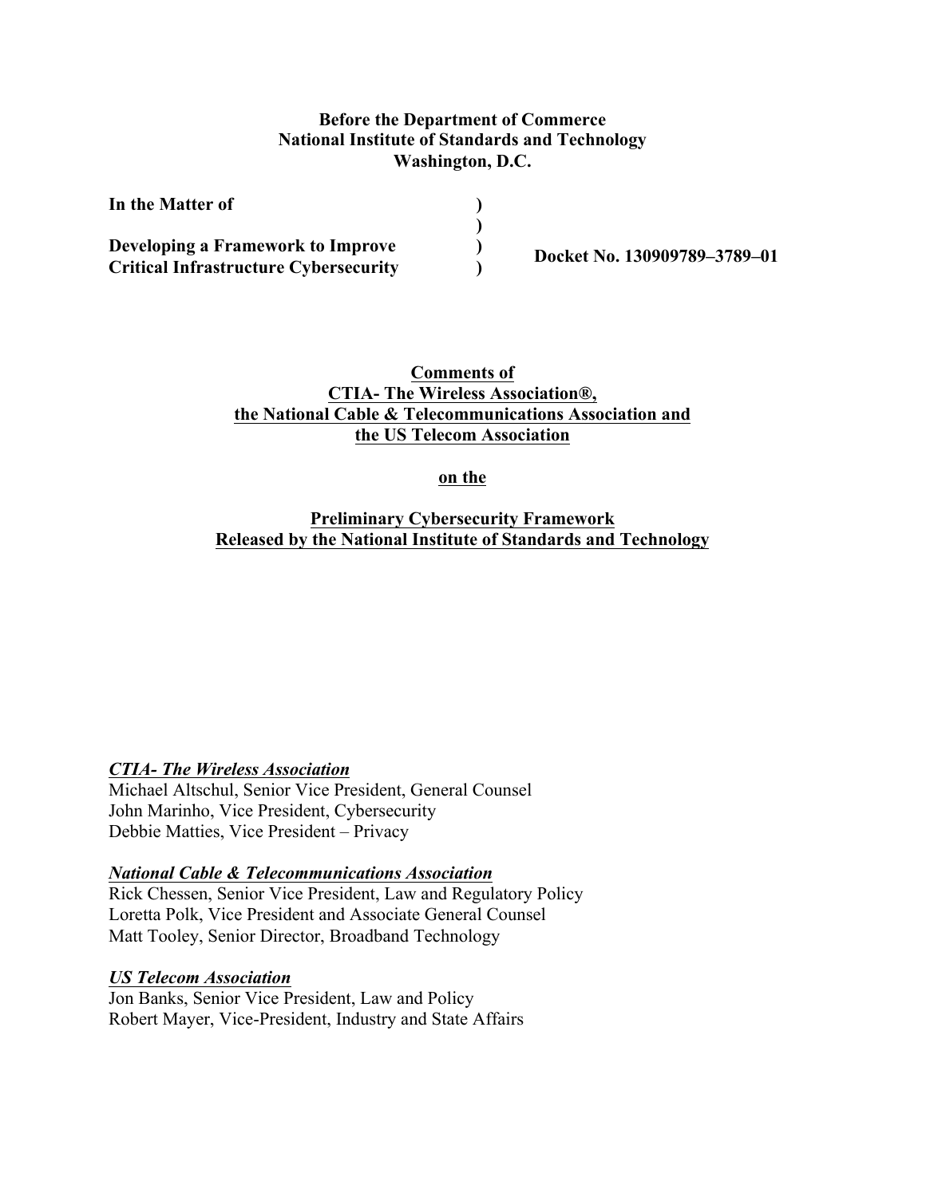**Before the Department of Commerce**
**National Institute of Standards and Technology**
**Washington, D.C.**

| | | |
|---|---|---|
| **In the Matter of** | ) | |
| | ) | |
| **Developing a Framework to Improve** | ) | **Docket No. 130909789–3789–01** |
| **Critical Infrastructure Cybersecurity** | ) | |

**Comments of**
**CTIA- The Wireless Association®,**
**the National Cable & Telecommunications Association and**
**the US Telecom Association**

**on the**

**Preliminary Cybersecurity Framework**
**Released by the National Institute of Standards and Technology**

***CTIA- The Wireless Association***
Michael Altschul, Senior Vice President, General Counsel
John Marinho, Vice President, Cybersecurity
Debbie Matties, Vice President – Privacy

***National Cable & Telecommunications Association***
Rick Chessen, Senior Vice President, Law and Regulatory Policy
Loretta Polk, Vice President and Associate General Counsel
Matt Tooley, Senior Director, Broadband Technology

***US Telecom Association***
Jon Banks, Senior Vice President, Law and Policy
Robert Mayer, Vice-President, Industry and State Affairs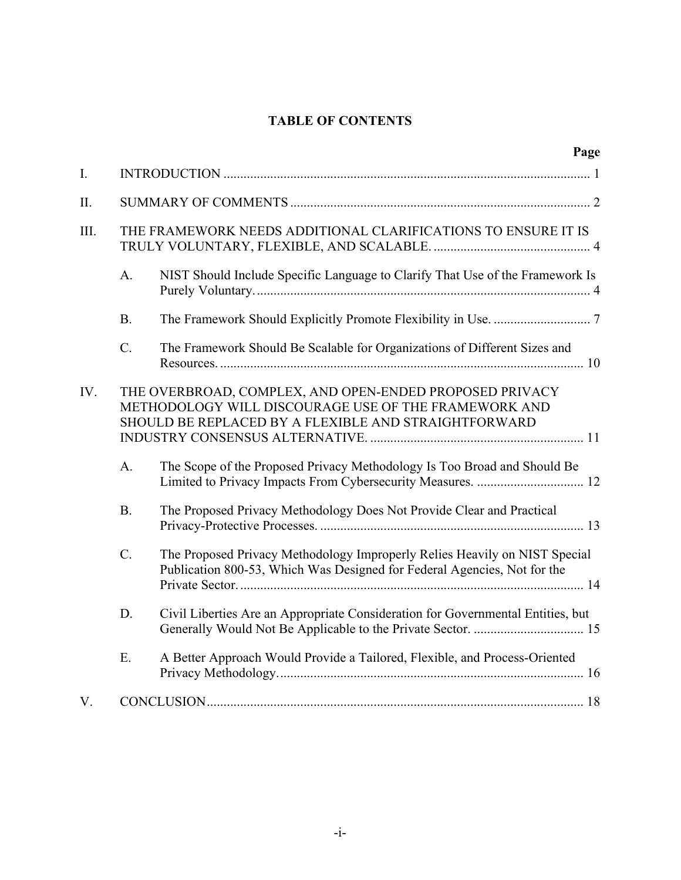# TABLE OF CONTENTS

| | | | Page |
|---|---|---|---|
| I. | INTRODUCTION | | 1 |
| II. | SUMMARY OF COMMENTS | | 2 |
| III. | THE FRAMEWORK NEEDS ADDITIONAL CLARIFICATIONS TO ENSURE IT IS TRULY VOLUNTARY, FLEXIBLE, AND SCALABLE. | | 4 |
| | A. | NIST Should Include Specific Language to Clarify That Use of the Framework Is Purely Voluntary. | 4 |
| | B. | The Framework Should Explicitly Promote Flexibility in Use. | 7 |
| | C. | The Framework Should Be Scalable for Organizations of Different Sizes and Resources. | 10 |
| IV. | THE OVERBROAD, COMPLEX, AND OPEN-ENDED PROPOSED PRIVACY METHODOLOGY WILL DISCOURAGE USE OF THE FRAMEWORK AND SHOULD BE REPLACED BY A FLEXIBLE AND STRAIGHTFORWARD INDUSTRY CONSENSUS ALTERNATIVE. | | 11 |
| | A. | The Scope of the Proposed Privacy Methodology Is Too Broad and Should Be Limited to Privacy Impacts From Cybersecurity Measures. | 12 |
| | B. | The Proposed Privacy Methodology Does Not Provide Clear and Practical Privacy-Protective Processes. | 13 |
| | C. | The Proposed Privacy Methodology Improperly Relies Heavily on NIST Special Publication 800-53, Which Was Designed for Federal Agencies, Not for the Private Sector. | 14 |
| | D. | Civil Liberties Are an Appropriate Consideration for Governmental Entities, but Generally Would Not Be Applicable to the Private Sector. | 15 |
| | E. | A Better Approach Would Provide a Tailored, Flexible, and Process-Oriented Privacy Methodology. | 16 |
| V. | CONCLUSION | | 18 |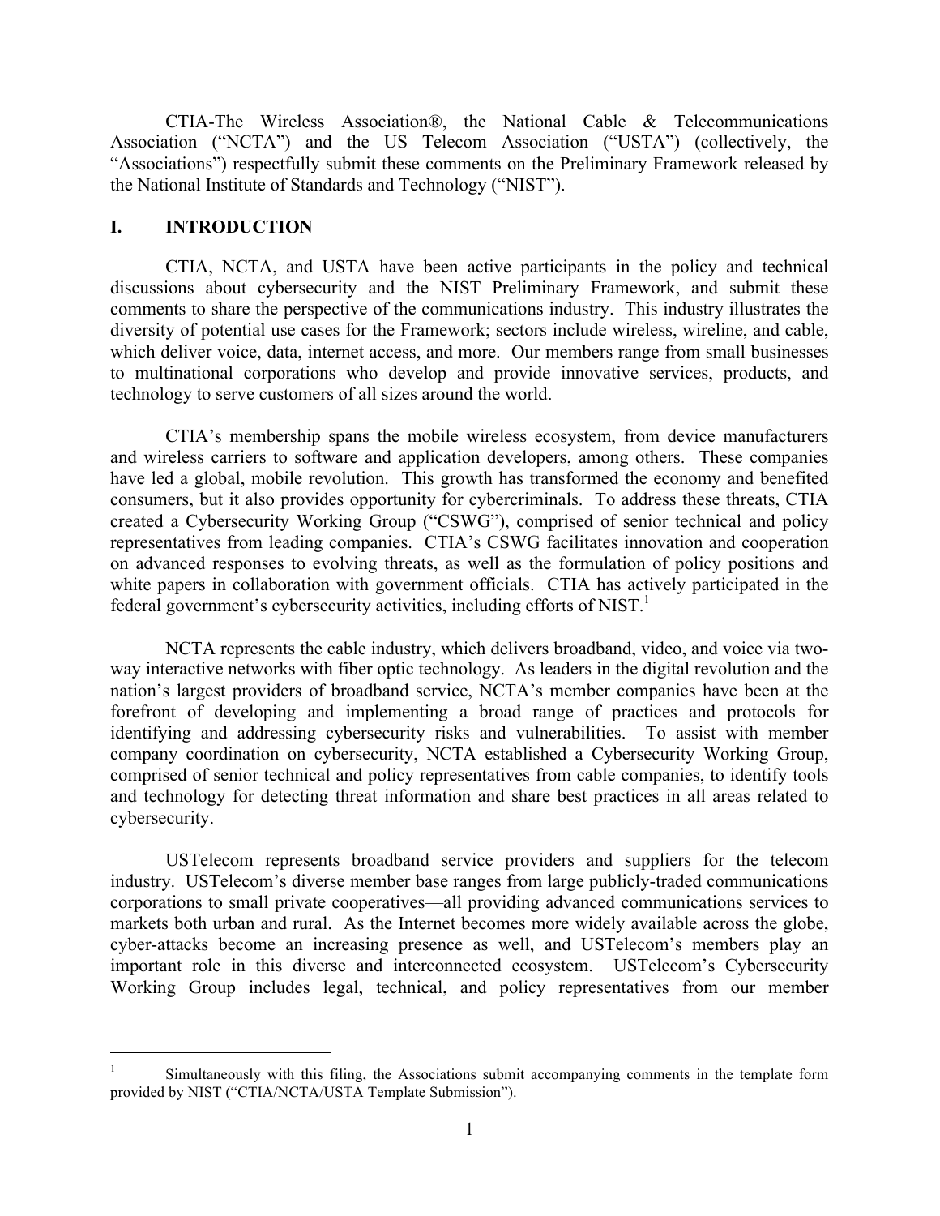CTIA-The Wireless Association®, the National Cable & Telecommunications Association ("NCTA") and the US Telecom Association ("USTA") (collectively, the "Associations") respectfully submit these comments on the Preliminary Framework released by the National Institute of Standards and Technology ("NIST").

## I. INTRODUCTION

CTIA, NCTA, and USTA have been active participants in the policy and technical discussions about cybersecurity and the NIST Preliminary Framework, and submit these comments to share the perspective of the communications industry. This industry illustrates the diversity of potential use cases for the Framework; sectors include wireless, wireline, and cable, which deliver voice, data, internet access, and more. Our members range from small businesses to multinational corporations who develop and provide innovative services, products, and technology to serve customers of all sizes around the world.

CTIA's membership spans the mobile wireless ecosystem, from device manufacturers and wireless carriers to software and application developers, among others. These companies have led a global, mobile revolution. This growth has transformed the economy and benefited consumers, but it also provides opportunity for cybercriminals. To address these threats, CTIA created a Cybersecurity Working Group ("CSWG"), comprised of senior technical and policy representatives from leading companies. CTIA's CSWG facilitates innovation and cooperation on advanced responses to evolving threats, as well as the formulation of policy positions and white papers in collaboration with government officials. CTIA has actively participated in the federal government's cybersecurity activities, including efforts of NIST.[1]

NCTA represents the cable industry, which delivers broadband, video, and voice via two-way interactive networks with fiber optic technology. As leaders in the digital revolution and the nation's largest providers of broadband service, NCTA's member companies have been at the forefront of developing and implementing a broad range of practices and protocols for identifying and addressing cybersecurity risks and vulnerabilities. To assist with member company coordination on cybersecurity, NCTA established a Cybersecurity Working Group, comprised of senior technical and policy representatives from cable companies, to identify tools and technology for detecting threat information and share best practices in all areas related to cybersecurity.

USTelecom represents broadband service providers and suppliers for the telecom industry. USTelecom's diverse member base ranges from large publicly-traded communications corporations to small private cooperatives—all providing advanced communications services to markets both urban and rural. As the Internet becomes more widely available across the globe, cyber-attacks become an increasing presence as well, and USTelecom's members play an important role in this diverse and interconnected ecosystem. USTelecom's Cybersecurity Working Group includes legal, technical, and policy representatives from our member

---

[1] Simultaneously with this filing, the Associations submit accompanying comments in the template form provided by NIST ("CTIA/NCTA/USTA Template Submission").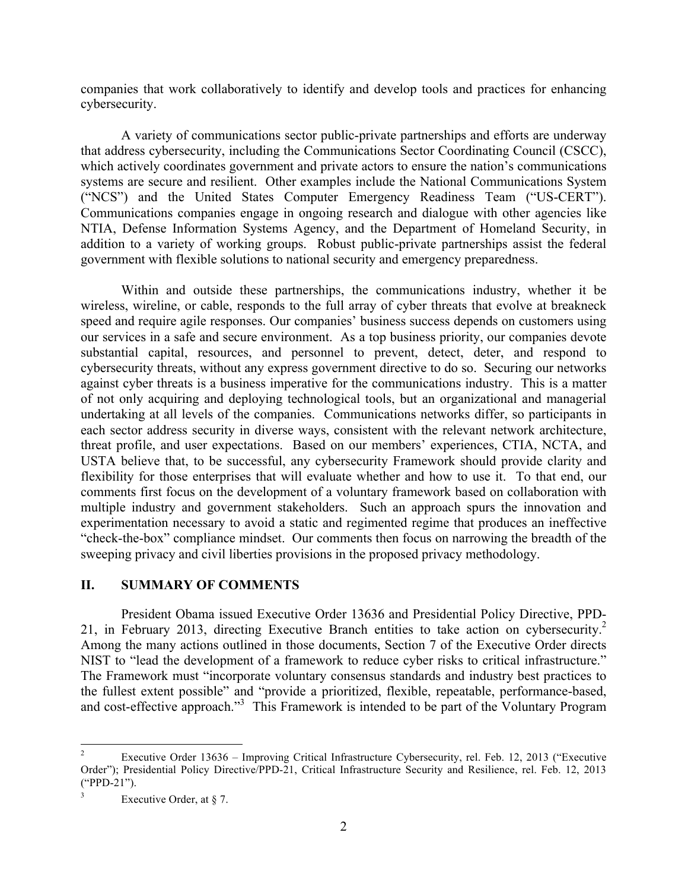companies that work collaboratively to identify and develop tools and practices for enhancing cybersecurity.

A variety of communications sector public-private partnerships and efforts are underway that address cybersecurity, including the Communications Sector Coordinating Council (CSCC), which actively coordinates government and private actors to ensure the nation's communications systems are secure and resilient. Other examples include the National Communications System ("NCS") and the United States Computer Emergency Readiness Team ("US-CERT"). Communications companies engage in ongoing research and dialogue with other agencies like NTIA, Defense Information Systems Agency, and the Department of Homeland Security, in addition to a variety of working groups. Robust public-private partnerships assist the federal government with flexible solutions to national security and emergency preparedness.

Within and outside these partnerships, the communications industry, whether it be wireless, wireline, or cable, responds to the full array of cyber threats that evolve at breakneck speed and require agile responses. Our companies' business success depends on customers using our services in a safe and secure environment. As a top business priority, our companies devote substantial capital, resources, and personnel to prevent, detect, deter, and respond to cybersecurity threats, without any express government directive to do so. Securing our networks against cyber threats is a business imperative for the communications industry. This is a matter of not only acquiring and deploying technological tools, but an organizational and managerial undertaking at all levels of the companies. Communications networks differ, so participants in each sector address security in diverse ways, consistent with the relevant network architecture, threat profile, and user expectations. Based on our members' experiences, CTIA, NCTA, and USTA believe that, to be successful, any cybersecurity Framework should provide clarity and flexibility for those enterprises that will evaluate whether and how to use it. To that end, our comments first focus on the development of a voluntary framework based on collaboration with multiple industry and government stakeholders. Such an approach spurs the innovation and experimentation necessary to avoid a static and regimented regime that produces an ineffective "check-the-box" compliance mindset. Our comments then focus on narrowing the breadth of the sweeping privacy and civil liberties provisions in the proposed privacy methodology.

## II. SUMMARY OF COMMENTS

President Obama issued Executive Order 13636 and Presidential Policy Directive, PPD-21, in February 2013, directing Executive Branch entities to take action on cybersecurity.[2] Among the many actions outlined in those documents, Section 7 of the Executive Order directs NIST to "lead the development of a framework to reduce cyber risks to critical infrastructure." The Framework must "incorporate voluntary consensus standards and industry best practices to the fullest extent possible" and "provide a prioritized, flexible, repeatable, performance-based, and cost-effective approach."[3] This Framework is intended to be part of the Voluntary Program

---

[2] Executive Order 13636 – Improving Critical Infrastructure Cybersecurity, rel. Feb. 12, 2013 ("Executive Order"); Presidential Policy Directive/PPD-21, Critical Infrastructure Security and Resilience, rel. Feb. 12, 2013 ("PPD-21").

[3] Executive Order, at § 7.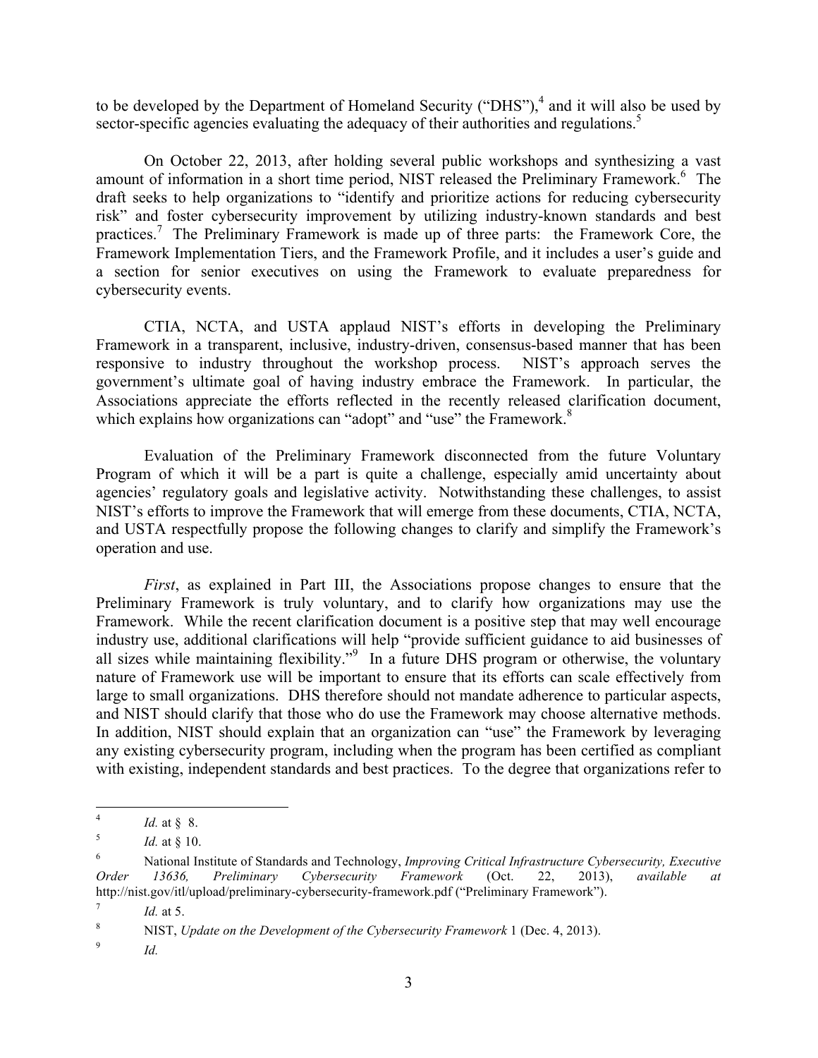to be developed by the Department of Homeland Security ("DHS"),[4] and it will also be used by sector-specific agencies evaluating the adequacy of their authorities and regulations.[5]

On October 22, 2013, after holding several public workshops and synthesizing a vast amount of information in a short time period, NIST released the Preliminary Framework.[6] The draft seeks to help organizations to "identify and prioritize actions for reducing cybersecurity risk" and foster cybersecurity improvement by utilizing industry-known standards and best practices.[7] The Preliminary Framework is made up of three parts: the Framework Core, the Framework Implementation Tiers, and the Framework Profile, and it includes a user's guide and a section for senior executives on using the Framework to evaluate preparedness for cybersecurity events.

CTIA, NCTA, and USTA applaud NIST's efforts in developing the Preliminary Framework in a transparent, inclusive, industry-driven, consensus-based manner that has been responsive to industry throughout the workshop process. NIST's approach serves the government's ultimate goal of having industry embrace the Framework. In particular, the Associations appreciate the efforts reflected in the recently released clarification document, which explains how organizations can "adopt" and "use" the Framework.[8]

Evaluation of the Preliminary Framework disconnected from the future Voluntary Program of which it will be a part is quite a challenge, especially amid uncertainty about agencies' regulatory goals and legislative activity. Notwithstanding these challenges, to assist NIST's efforts to improve the Framework that will emerge from these documents, CTIA, NCTA, and USTA respectfully propose the following changes to clarify and simplify the Framework's operation and use.

*First*, as explained in Part III, the Associations propose changes to ensure that the Preliminary Framework is truly voluntary, and to clarify how organizations may use the Framework. While the recent clarification document is a positive step that may well encourage industry use, additional clarifications will help "provide sufficient guidance to aid businesses of all sizes while maintaining flexibility."[9] In a future DHS program or otherwise, the voluntary nature of Framework use will be important to ensure that its efforts can scale effectively from large to small organizations. DHS therefore should not mandate adherence to particular aspects, and NIST should clarify that those who do use the Framework may choose alternative methods. In addition, NIST should explain that an organization can "use" the Framework by leveraging any existing cybersecurity program, including when the program has been certified as compliant with existing, independent standards and best practices. To the degree that organizations refer to

---

[4] *Id.* at § 8.

[5] *Id.* at § 10.

[6] National Institute of Standards and Technology, *Improving Critical Infrastructure Cybersecurity, Executive Order 13636, Preliminary Cybersecurity Framework* (Oct. 22, 2013), *available at* http://nist.gov/itl/upload/preliminary-cybersecurity-framework.pdf ("Preliminary Framework").

[7] *Id.* at 5.

[8] NIST, *Update on the Development of the Cybersecurity Framework* 1 (Dec. 4, 2013).

[9] *Id.*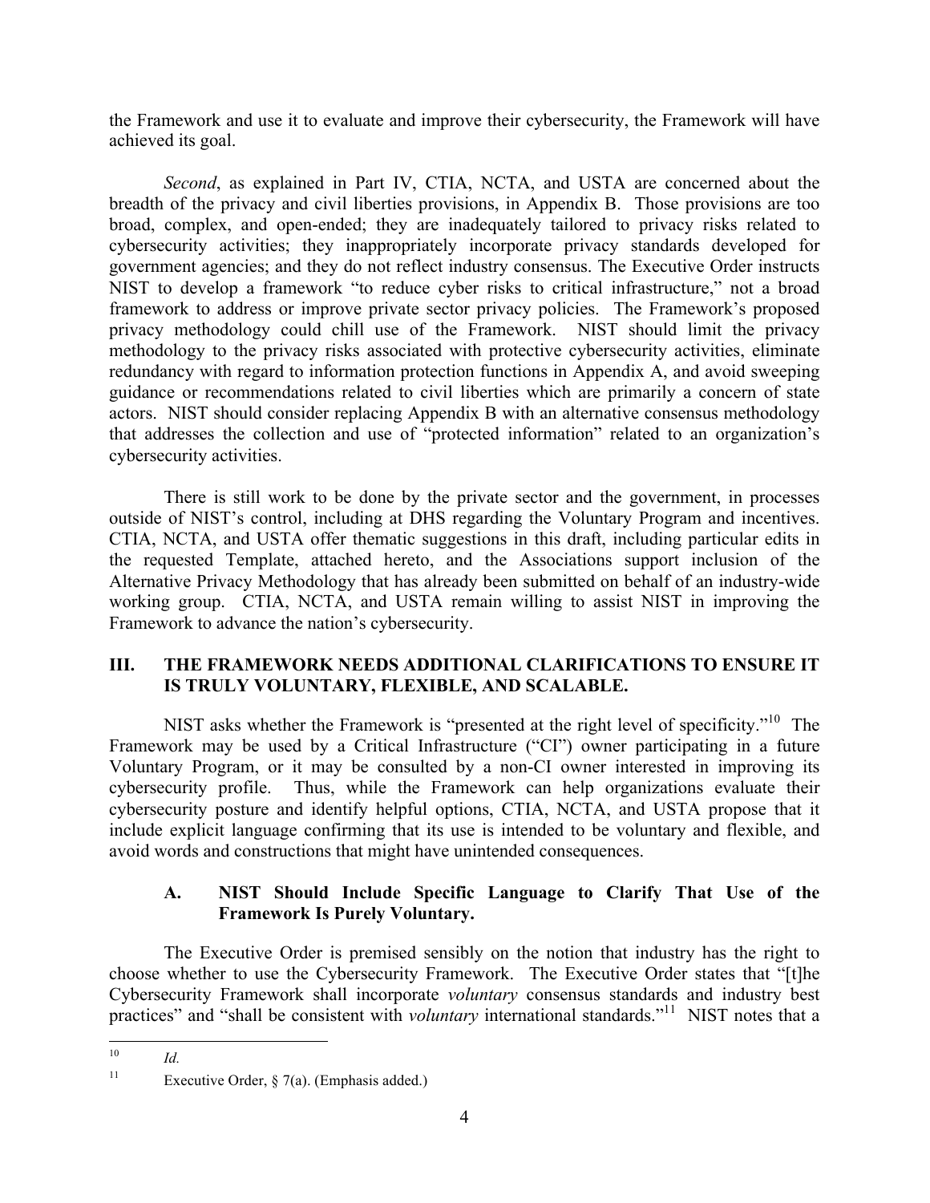the Framework and use it to evaluate and improve their cybersecurity, the Framework will have achieved its goal.

*Second*, as explained in Part IV, CTIA, NCTA, and USTA are concerned about the breadth of the privacy and civil liberties provisions, in Appendix B. Those provisions are too broad, complex, and open-ended; they are inadequately tailored to privacy risks related to cybersecurity activities; they inappropriately incorporate privacy standards developed for government agencies; and they do not reflect industry consensus. The Executive Order instructs NIST to develop a framework "to reduce cyber risks to critical infrastructure," not a broad framework to address or improve private sector privacy policies. The Framework's proposed privacy methodology could chill use of the Framework. NIST should limit the privacy methodology to the privacy risks associated with protective cybersecurity activities, eliminate redundancy with regard to information protection functions in Appendix A, and avoid sweeping guidance or recommendations related to civil liberties which are primarily a concern of state actors. NIST should consider replacing Appendix B with an alternative consensus methodology that addresses the collection and use of "protected information" related to an organization's cybersecurity activities.

There is still work to be done by the private sector and the government, in processes outside of NIST's control, including at DHS regarding the Voluntary Program and incentives. CTIA, NCTA, and USTA offer thematic suggestions in this draft, including particular edits in the requested Template, attached hereto, and the Associations support inclusion of the Alternative Privacy Methodology that has already been submitted on behalf of an industry-wide working group. CTIA, NCTA, and USTA remain willing to assist NIST in improving the Framework to advance the nation's cybersecurity.

## III. THE FRAMEWORK NEEDS ADDITIONAL CLARIFICATIONS TO ENSURE IT IS TRULY VOLUNTARY, FLEXIBLE, AND SCALABLE.

NIST asks whether the Framework is "presented at the right level of specificity."[10] The Framework may be used by a Critical Infrastructure ("CI") owner participating in a future Voluntary Program, or it may be consulted by a non-CI owner interested in improving its cybersecurity profile. Thus, while the Framework can help organizations evaluate their cybersecurity posture and identify helpful options, CTIA, NCTA, and USTA propose that it include explicit language confirming that its use is intended to be voluntary and flexible, and avoid words and constructions that might have unintended consequences.

### A. NIST Should Include Specific Language to Clarify That Use of the Framework Is Purely Voluntary.

The Executive Order is premised sensibly on the notion that industry has the right to choose whether to use the Cybersecurity Framework. The Executive Order states that "[t]he Cybersecurity Framework shall incorporate *voluntary* consensus standards and industry best practices" and "shall be consistent with *voluntary* international standards."[11] NIST notes that a

---

[10] *Id.*

[11] Executive Order, § 7(a). (Emphasis added.)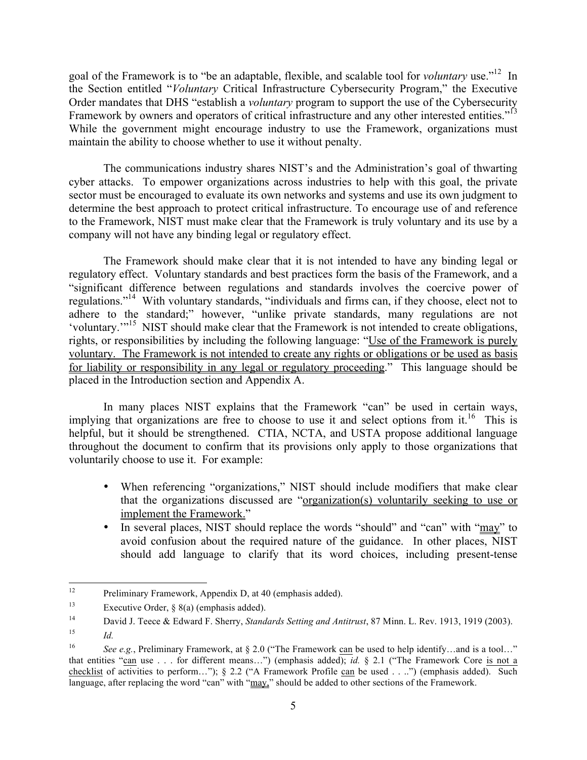goal of the Framework is to "be an adaptable, flexible, and scalable tool for *voluntary* use."[12] In the Section entitled "*Voluntary* Critical Infrastructure Cybersecurity Program," the Executive Order mandates that DHS "establish a *voluntary* program to support the use of the Cybersecurity Framework by owners and operators of critical infrastructure and any other interested entities."[13] While the government might encourage industry to use the Framework, organizations must maintain the ability to choose whether to use it without penalty.

The communications industry shares NIST's and the Administration's goal of thwarting cyber attacks. To empower organizations across industries to help with this goal, the private sector must be encouraged to evaluate its own networks and systems and use its own judgment to determine the best approach to protect critical infrastructure. To encourage use of and reference to the Framework, NIST must make clear that the Framework is truly voluntary and its use by a company will not have any binding legal or regulatory effect.

The Framework should make clear that it is not intended to have any binding legal or regulatory effect. Voluntary standards and best practices form the basis of the Framework, and a "significant difference between regulations and standards involves the coercive power of regulations."[14] With voluntary standards, "individuals and firms can, if they choose, elect not to adhere to the standard;" however, "unlike private standards, many regulations are not 'voluntary.'"[15] NIST should make clear that the Framework is not intended to create obligations, rights, or responsibilities by including the following language: "Use of the Framework is purely voluntary. The Framework is not intended to create any rights or obligations or be used as basis for liability or responsibility in any legal or regulatory proceeding." This language should be placed in the Introduction section and Appendix A.

In many places NIST explains that the Framework "can" be used in certain ways, implying that organizations are free to choose to use it and select options from it.[16] This is helpful, but it should be strengthened. CTIA, NCTA, and USTA propose additional language throughout the document to confirm that its provisions only apply to those organizations that voluntarily choose to use it. For example:

- When referencing "organizations," NIST should include modifiers that make clear that the organizations discussed are "organization(s) voluntarily seeking to use or implement the Framework."
- In several places, NIST should replace the words "should" and "can" with "may" to avoid confusion about the required nature of the guidance. In other places, NIST should add language to clarify that its word choices, including present-tense

---

[12] Preliminary Framework, Appendix D, at 40 (emphasis added).

[13] Executive Order, § 8(a) (emphasis added).

[14] David J. Teece & Edward F. Sherry, *Standards Setting and Antitrust*, 87 Minn. L. Rev. 1913, 1919 (2003).

[15] *Id.*

[16] *See e.g.*, Preliminary Framework, at § 2.0 ("The Framework can be used to help identify…and is a tool…" that entities "can use . . . for different means…") (emphasis added); *id.* § 2.1 ("The Framework Core is not a checklist of activities to perform…"); § 2.2 ("A Framework Profile can be used . . ..") (emphasis added). Such language, after replacing the word "can" with "may," should be added to other sections of the Framework.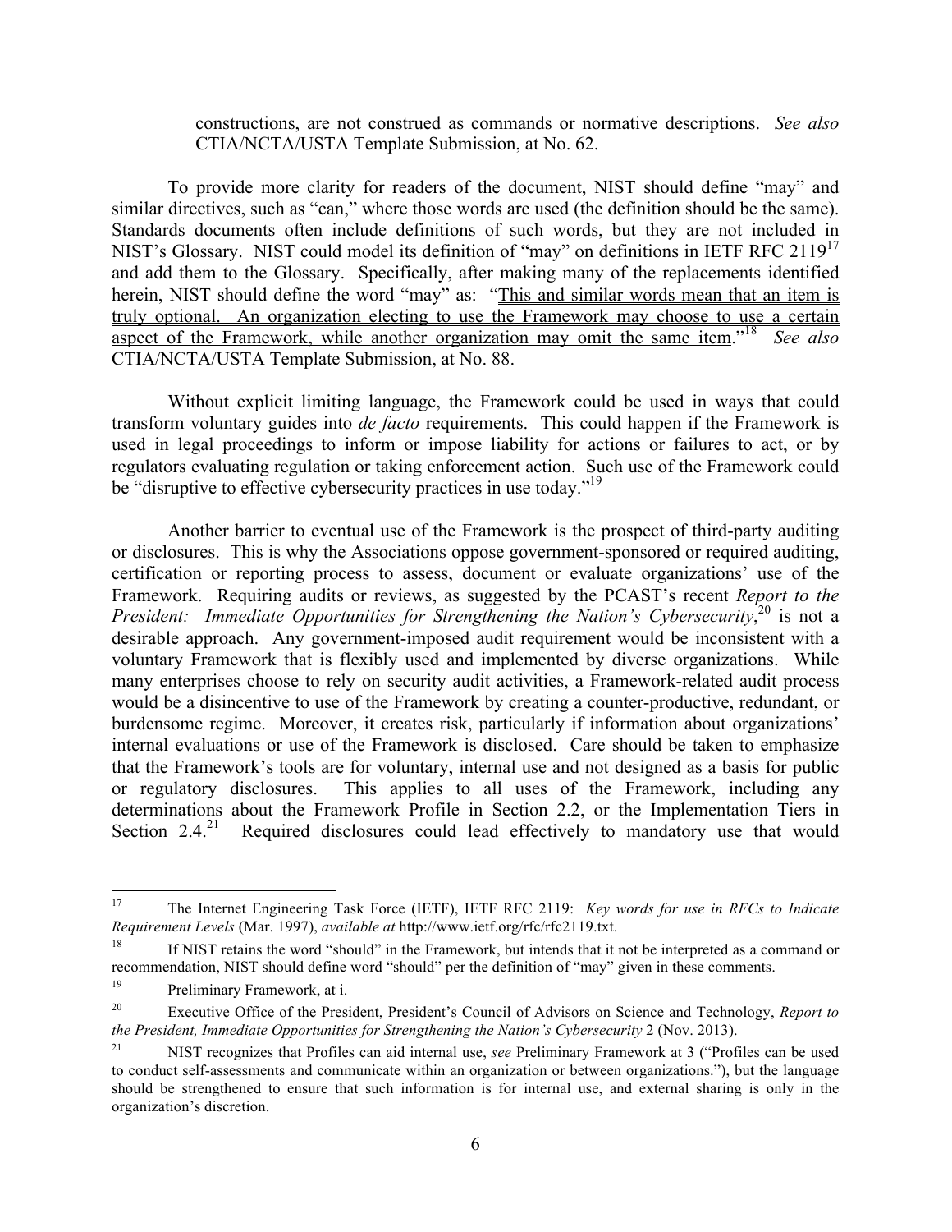constructions, are not construed as commands or normative descriptions. *See also* CTIA/NCTA/USTA Template Submission, at No. 62.

To provide more clarity for readers of the document, NIST should define "may" and similar directives, such as "can," where those words are used (the definition should be the same). Standards documents often include definitions of such words, but they are not included in NIST's Glossary. NIST could model its definition of "may" on definitions in IETF RFC 2119[17] and add them to the Glossary. Specifically, after making many of the replacements identified herein, NIST should define the word "may" as: "<u>This and similar words mean that an item is truly optional. An organization electing to use the Framework may choose to use a certain aspect of the Framework, while another organization may omit the same item</u>."[18] *See also* CTIA/NCTA/USTA Template Submission, at No. 88.

Without explicit limiting language, the Framework could be used in ways that could transform voluntary guides into *de facto* requirements. This could happen if the Framework is used in legal proceedings to inform or impose liability for actions or failures to act, or by regulators evaluating regulation or taking enforcement action. Such use of the Framework could be "disruptive to effective cybersecurity practices in use today."[19]

Another barrier to eventual use of the Framework is the prospect of third-party auditing or disclosures. This is why the Associations oppose government-sponsored or required auditing, certification or reporting process to assess, document or evaluate organizations' use of the Framework. Requiring audits or reviews, as suggested by the PCAST's recent *Report to the President: Immediate Opportunities for Strengthening the Nation's Cybersecurity*,[20] is not a desirable approach. Any government-imposed audit requirement would be inconsistent with a voluntary Framework that is flexibly used and implemented by diverse organizations. While many enterprises choose to rely on security audit activities, a Framework-related audit process would be a disincentive to use of the Framework by creating a counter-productive, redundant, or burdensome regime. Moreover, it creates risk, particularly if information about organizations' internal evaluations or use of the Framework is disclosed. Care should be taken to emphasize that the Framework's tools are for voluntary, internal use and not designed as a basis for public or regulatory disclosures. This applies to all uses of the Framework, including any determinations about the Framework Profile in Section 2.2, or the Implementation Tiers in Section 2.4.[21] Required disclosures could lead effectively to mandatory use that would

---

[17] The Internet Engineering Task Force (IETF), IETF RFC 2119: *Key words for use in RFCs to Indicate Requirement Levels* (Mar. 1997), *available at* http://www.ietf.org/rfc/rfc2119.txt.

[18] If NIST retains the word "should" in the Framework, but intends that it not be interpreted as a command or recommendation, NIST should define word "should" per the definition of "may" given in these comments.

[19] Preliminary Framework, at i.

[20] Executive Office of the President, President's Council of Advisors on Science and Technology, *Report to the President, Immediate Opportunities for Strengthening the Nation's Cybersecurity* 2 (Nov. 2013).

[21] NIST recognizes that Profiles can aid internal use, *see* Preliminary Framework at 3 ("Profiles can be used to conduct self-assessments and communicate within an organization or between organizations."), but the language should be strengthened to ensure that such information is for internal use, and external sharing is only in the organization's discretion.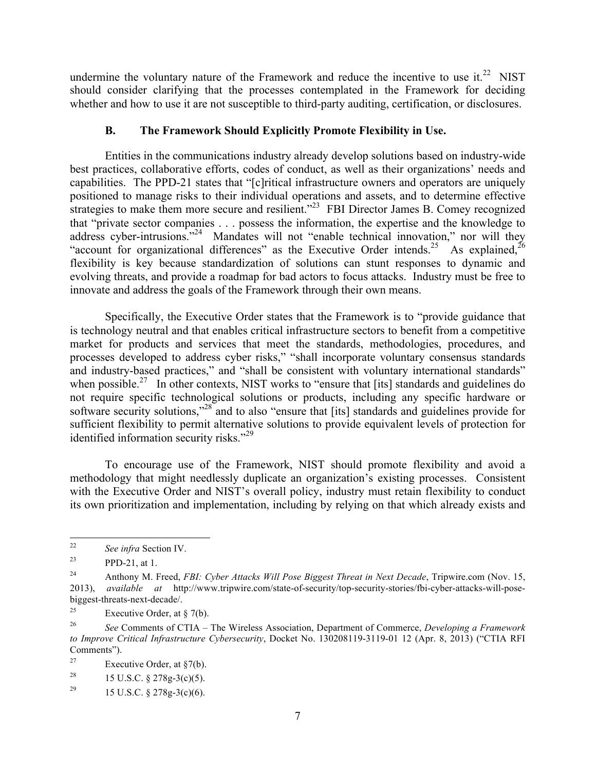undermine the voluntary nature of the Framework and reduce the incentive to use it.[22] NIST should consider clarifying that the processes contemplated in the Framework for deciding whether and how to use it are not susceptible to third-party auditing, certification, or disclosures.

### B. The Framework Should Explicitly Promote Flexibility in Use.

Entities in the communications industry already develop solutions based on industry-wide best practices, collaborative efforts, codes of conduct, as well as their organizations' needs and capabilities. The PPD-21 states that "[c]ritical infrastructure owners and operators are uniquely positioned to manage risks to their individual operations and assets, and to determine effective strategies to make them more secure and resilient."[23] FBI Director James B. Comey recognized that "private sector companies . . . possess the information, the expertise and the knowledge to address cyber-intrusions."[24] Mandates will not "enable technical innovation," nor will they "account for organizational differences" as the Executive Order intends.[25] As explained,[26] flexibility is key because standardization of solutions can stunt responses to dynamic and evolving threats, and provide a roadmap for bad actors to focus attacks. Industry must be free to innovate and address the goals of the Framework through their own means.

Specifically, the Executive Order states that the Framework is to "provide guidance that is technology neutral and that enables critical infrastructure sectors to benefit from a competitive market for products and services that meet the standards, methodologies, procedures, and processes developed to address cyber risks," "shall incorporate voluntary consensus standards and industry-based practices," and "shall be consistent with voluntary international standards" when possible.[27] In other contexts, NIST works to "ensure that [its] standards and guidelines do not require specific technological solutions or products, including any specific hardware or software security solutions,"[28] and to also "ensure that [its] standards and guidelines provide for sufficient flexibility to permit alternative solutions to provide equivalent levels of protection for identified information security risks."[29]

To encourage use of the Framework, NIST should promote flexibility and avoid a methodology that might needlessly duplicate an organization's existing processes. Consistent with the Executive Order and NIST's overall policy, industry must retain flexibility to conduct its own prioritization and implementation, including by relying on that which already exists and

---

[22] *See infra* Section IV.

[23] PPD-21, at 1.

[24] Anthony M. Freed, *FBI: Cyber Attacks Will Pose Biggest Threat in Next Decade*, Tripwire.com (Nov. 15, 2013), *available at* http://www.tripwire.com/state-of-security/top-security-stories/fbi-cyber-attacks-will-pose-biggest-threats-next-decade/.

[25] Executive Order, at § 7(b).

[26] *See* Comments of CTIA – The Wireless Association, Department of Commerce, *Developing a Framework to Improve Critical Infrastructure Cybersecurity*, Docket No. 130208119-3119-01 12 (Apr. 8, 2013) ("CTIA RFI Comments").

[27] Executive Order, at §7(b).

[28] 15 U.S.C. § 278g-3(c)(5).

[29] 15 U.S.C. § 278g-3(c)(6).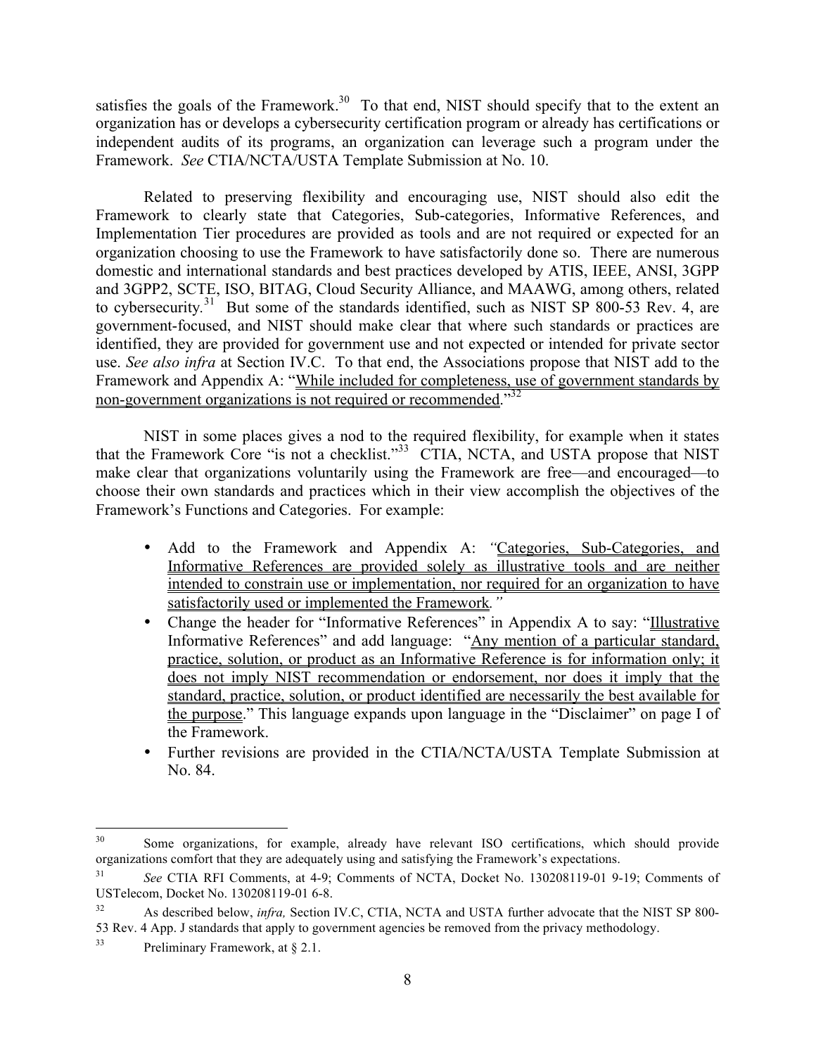satisfies the goals of the Framework.[30] To that end, NIST should specify that to the extent an organization has or develops a cybersecurity certification program or already has certifications or independent audits of its programs, an organization can leverage such a program under the Framework. *See* CTIA/NCTA/USTA Template Submission at No. 10.

Related to preserving flexibility and encouraging use, NIST should also edit the Framework to clearly state that Categories, Sub-categories, Informative References, and Implementation Tier procedures are provided as tools and are not required or expected for an organization choosing to use the Framework to have satisfactorily done so. There are numerous domestic and international standards and best practices developed by ATIS, IEEE, ANSI, 3GPP and 3GPP2, SCTE, ISO, BITAG, Cloud Security Alliance, and MAAWG, among others, related to cybersecurity.[31] But some of the standards identified, such as NIST SP 800-53 Rev. 4, are government-focused, and NIST should make clear that where such standards or practices are identified, they are provided for government use and not expected or intended for private sector use. *See also infra* at Section IV.C. To that end, the Associations propose that NIST add to the Framework and Appendix A: "<u>While included for completeness, use of government standards by non-government organizations is not required or recommended</u>."[32]

NIST in some places gives a nod to the required flexibility, for example when it states that the Framework Core "is not a checklist."[33] CTIA, NCTA, and USTA propose that NIST make clear that organizations voluntarily using the Framework are free—and encouraged—to choose their own standards and practices which in their view accomplish the objectives of the Framework's Functions and Categories. For example:

- Add to the Framework and Appendix A: *"*<u>Categories, Sub-Categories, and Informative References are provided solely as illustrative tools and are neither intended to constrain use or implementation, nor required for an organization to have satisfactorily used or implemented the Framework</u>*."*
- Change the header for "Informative References" in Appendix A to say: "<u>Illustrative</u> Informative References" and add language: "<u>Any mention of a particular standard, practice, solution, or product as an Informative Reference is for information only; it does not imply NIST recommendation or endorsement, nor does it imply that the standard, practice, solution, or product identified are necessarily the best available for the purpose</u>." This language expands upon language in the "Disclaimer" on page I of the Framework.
- Further revisions are provided in the CTIA/NCTA/USTA Template Submission at No. 84.

---

[30] Some organizations, for example, already have relevant ISO certifications, which should provide organizations comfort that they are adequately using and satisfying the Framework's expectations.

[31] *See* CTIA RFI Comments, at 4-9; Comments of NCTA, Docket No. 130208119-01 9-19; Comments of USTelecom, Docket No. 130208119-01 6-8.

[32] As described below, *infra,* Section IV.C, CTIA, NCTA and USTA further advocate that the NIST SP 800-53 Rev. 4 App. J standards that apply to government agencies be removed from the privacy methodology.

[33] Preliminary Framework, at § 2.1.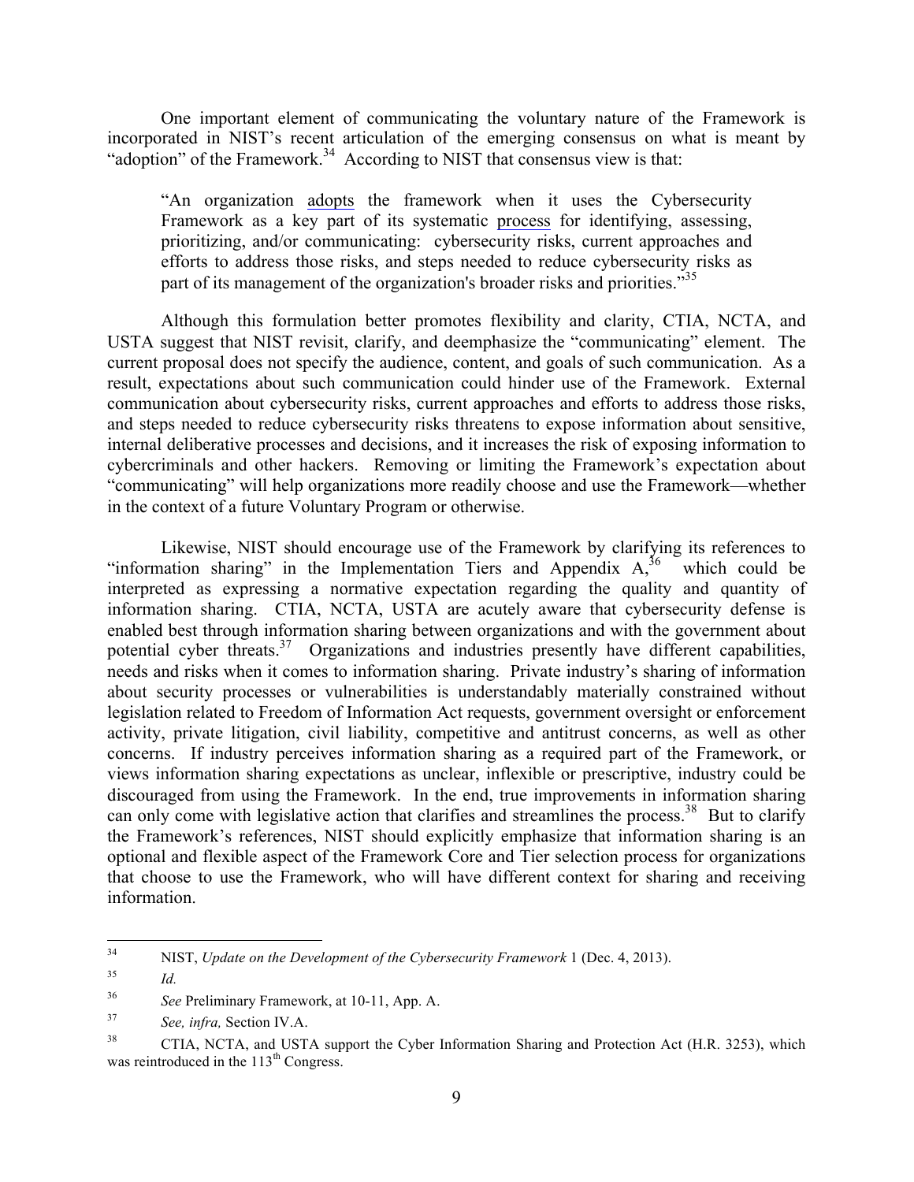One important element of communicating the voluntary nature of the Framework is incorporated in NIST's recent articulation of the emerging consensus on what is meant by "adoption" of the Framework.[34] According to NIST that consensus view is that:

> "An organization <u>adopts</u> the framework when it uses the Cybersecurity Framework as a key part of its systematic <u>process</u> for identifying, assessing, prioritizing, and/or communicating: cybersecurity risks, current approaches and efforts to address those risks, and steps needed to reduce cybersecurity risks as part of its management of the organization's broader risks and priorities."[35]

Although this formulation better promotes flexibility and clarity, CTIA, NCTA, and USTA suggest that NIST revisit, clarify, and deemphasize the "communicating" element. The current proposal does not specify the audience, content, and goals of such communication. As a result, expectations about such communication could hinder use of the Framework. External communication about cybersecurity risks, current approaches and efforts to address those risks, and steps needed to reduce cybersecurity risks threatens to expose information about sensitive, internal deliberative processes and decisions, and it increases the risk of exposing information to cybercriminals and other hackers. Removing or limiting the Framework's expectation about "communicating" will help organizations more readily choose and use the Framework—whether in the context of a future Voluntary Program or otherwise.

Likewise, NIST should encourage use of the Framework by clarifying its references to "information sharing" in the Implementation Tiers and Appendix A,[36] which could be interpreted as expressing a normative expectation regarding the quality and quantity of information sharing. CTIA, NCTA, USTA are acutely aware that cybersecurity defense is enabled best through information sharing between organizations and with the government about potential cyber threats.[37] Organizations and industries presently have different capabilities, needs and risks when it comes to information sharing. Private industry's sharing of information about security processes or vulnerabilities is understandably materially constrained without legislation related to Freedom of Information Act requests, government oversight or enforcement activity, private litigation, civil liability, competitive and antitrust concerns, as well as other concerns. If industry perceives information sharing as a required part of the Framework, or views information sharing expectations as unclear, inflexible or prescriptive, industry could be discouraged from using the Framework. In the end, true improvements in information sharing can only come with legislative action that clarifies and streamlines the process.[38] But to clarify the Framework's references, NIST should explicitly emphasize that information sharing is an optional and flexible aspect of the Framework Core and Tier selection process for organizations that choose to use the Framework, who will have different context for sharing and receiving information.

---

[34] NIST, *Update on the Development of the Cybersecurity Framework* 1 (Dec. 4, 2013).

[35] *Id.*

[36] *See* Preliminary Framework, at 10-11, App. A.

[37] *See, infra,* Section IV.A.

[38] CTIA, NCTA, and USTA support the Cyber Information Sharing and Protection Act (H.R. 3253), which was reintroduced in the 113th Congress.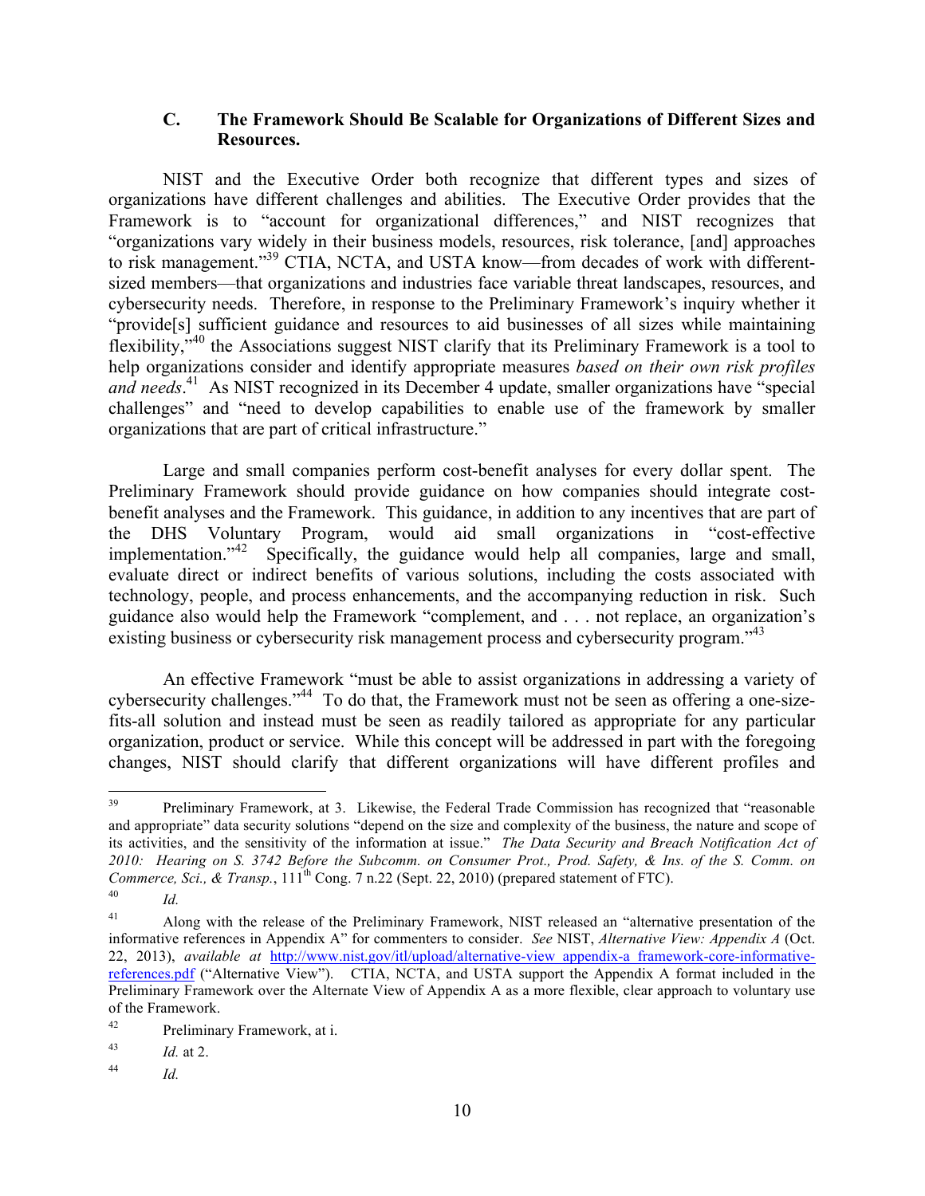### C. The Framework Should Be Scalable for Organizations of Different Sizes and Resources.

NIST and the Executive Order both recognize that different types and sizes of organizations have different challenges and abilities. The Executive Order provides that the Framework is to "account for organizational differences," and NIST recognizes that "organizations vary widely in their business models, resources, risk tolerance, [and] approaches to risk management."[39] CTIA, NCTA, and USTA know—from decades of work with different-sized members—that organizations and industries face variable threat landscapes, resources, and cybersecurity needs. Therefore, in response to the Preliminary Framework's inquiry whether it "provide[s] sufficient guidance and resources to aid businesses of all sizes while maintaining flexibility,"[40] the Associations suggest NIST clarify that its Preliminary Framework is a tool to help organizations consider and identify appropriate measures *based on their own risk profiles and needs*.[41] As NIST recognized in its December 4 update, smaller organizations have "special challenges" and "need to develop capabilities to enable use of the framework by smaller organizations that are part of critical infrastructure."

Large and small companies perform cost-benefit analyses for every dollar spent. The Preliminary Framework should provide guidance on how companies should integrate cost-benefit analyses and the Framework. This guidance, in addition to any incentives that are part of the DHS Voluntary Program, would aid small organizations in "cost-effective implementation."[42] Specifically, the guidance would help all companies, large and small, evaluate direct or indirect benefits of various solutions, including the costs associated with technology, people, and process enhancements, and the accompanying reduction in risk. Such guidance also would help the Framework "complement, and . . . not replace, an organization's existing business or cybersecurity risk management process and cybersecurity program."[43]

An effective Framework "must be able to assist organizations in addressing a variety of cybersecurity challenges."[44] To do that, the Framework must not be seen as offering a one-size-fits-all solution and instead must be seen as readily tailored as appropriate for any particular organization, product or service. While this concept will be addressed in part with the foregoing changes, NIST should clarify that different organizations will have different profiles and

---

[39] Preliminary Framework, at 3. Likewise, the Federal Trade Commission has recognized that "reasonable and appropriate" data security solutions "depend on the size and complexity of the business, the nature and scope of its activities, and the sensitivity of the information at issue." *The Data Security and Breach Notification Act of 2010: Hearing on S. 3742 Before the Subcomm. on Consumer Prot., Prod. Safety, & Ins. of the S. Comm. on Commerce, Sci., & Transp.*, 111th Cong. 7 n.22 (Sept. 22, 2010) (prepared statement of FTC).

[40] *Id.*

[41] Along with the release of the Preliminary Framework, NIST released an "alternative presentation of the informative references in Appendix A" for commenters to consider. *See* NIST, *Alternative View: Appendix A* (Oct. 22, 2013), *available at* http://www.nist.gov/itl/upload/alternative-view_appendix-a_framework-core-informative-references.pdf ("Alternative View"). CTIA, NCTA, and USTA support the Appendix A format included in the Preliminary Framework over the Alternate View of Appendix A as a more flexible, clear approach to voluntary use of the Framework.

[42] Preliminary Framework, at i.

[43] *Id.* at 2.

[44] *Id.*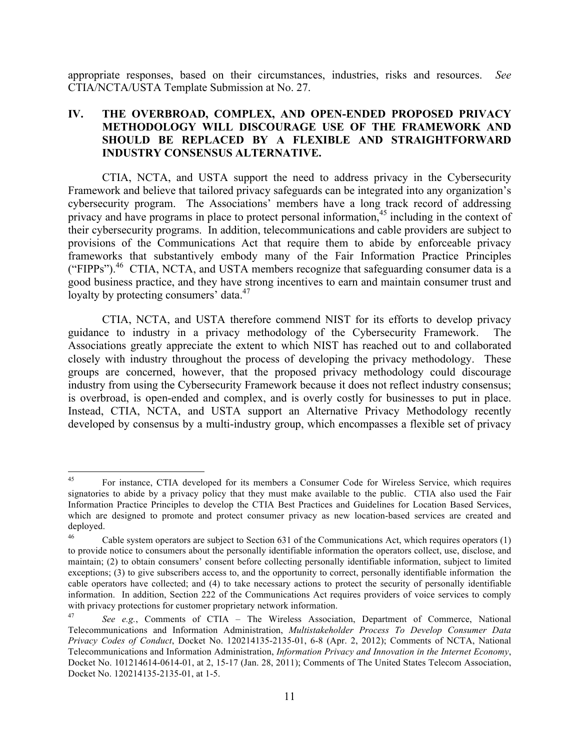appropriate responses, based on their circumstances, industries, risks and resources. *See* CTIA/NCTA/USTA Template Submission at No. 27.

## IV. THE OVERBROAD, COMPLEX, AND OPEN-ENDED PROPOSED PRIVACY METHODOLOGY WILL DISCOURAGE USE OF THE FRAMEWORK AND SHOULD BE REPLACED BY A FLEXIBLE AND STRAIGHTFORWARD INDUSTRY CONSENSUS ALTERNATIVE.

CTIA, NCTA, and USTA support the need to address privacy in the Cybersecurity Framework and believe that tailored privacy safeguards can be integrated into any organization's cybersecurity program. The Associations' members have a long track record of addressing privacy and have programs in place to protect personal information,[45] including in the context of their cybersecurity programs. In addition, telecommunications and cable providers are subject to provisions of the Communications Act that require them to abide by enforceable privacy frameworks that substantively embody many of the Fair Information Practice Principles ("FIPPs").[46] CTIA, NCTA, and USTA members recognize that safeguarding consumer data is a good business practice, and they have strong incentives to earn and maintain consumer trust and loyalty by protecting consumers' data.[47]

CTIA, NCTA, and USTA therefore commend NIST for its efforts to develop privacy guidance to industry in a privacy methodology of the Cybersecurity Framework. The Associations greatly appreciate the extent to which NIST has reached out to and collaborated closely with industry throughout the process of developing the privacy methodology. These groups are concerned, however, that the proposed privacy methodology could discourage industry from using the Cybersecurity Framework because it does not reflect industry consensus; is overbroad, is open-ended and complex, and is overly costly for businesses to put in place. Instead, CTIA, NCTA, and USTA support an Alternative Privacy Methodology recently developed by consensus by a multi-industry group, which encompasses a flexible set of privacy

---

[45] For instance, CTIA developed for its members a Consumer Code for Wireless Service, which requires signatories to abide by a privacy policy that they must make available to the public. CTIA also used the Fair Information Practice Principles to develop the CTIA Best Practices and Guidelines for Location Based Services, which are designed to promote and protect consumer privacy as new location-based services are created and deployed.

[46] Cable system operators are subject to Section 631 of the Communications Act, which requires operators (1) to provide notice to consumers about the personally identifiable information the operators collect, use, disclose, and maintain; (2) to obtain consumers' consent before collecting personally identifiable information, subject to limited exceptions; (3) to give subscribers access to, and the opportunity to correct, personally identifiable information the cable operators have collected; and (4) to take necessary actions to protect the security of personally identifiable information. In addition, Section 222 of the Communications Act requires providers of voice services to comply with privacy protections for customer proprietary network information.

[47] *See e.g.*, Comments of CTIA – The Wireless Association, Department of Commerce, National Telecommunications and Information Administration, *Multistakeholder Process To Develop Consumer Data Privacy Codes of Conduct*, Docket No. 120214135-2135-01, 6-8 (Apr. 2, 2012); Comments of NCTA, National Telecommunications and Information Administration, *Information Privacy and Innovation in the Internet Economy*, Docket No. 101214614-0614-01, at 2, 15-17 (Jan. 28, 2011); Comments of The United States Telecom Association, Docket No. 120214135-2135-01, at 1-5.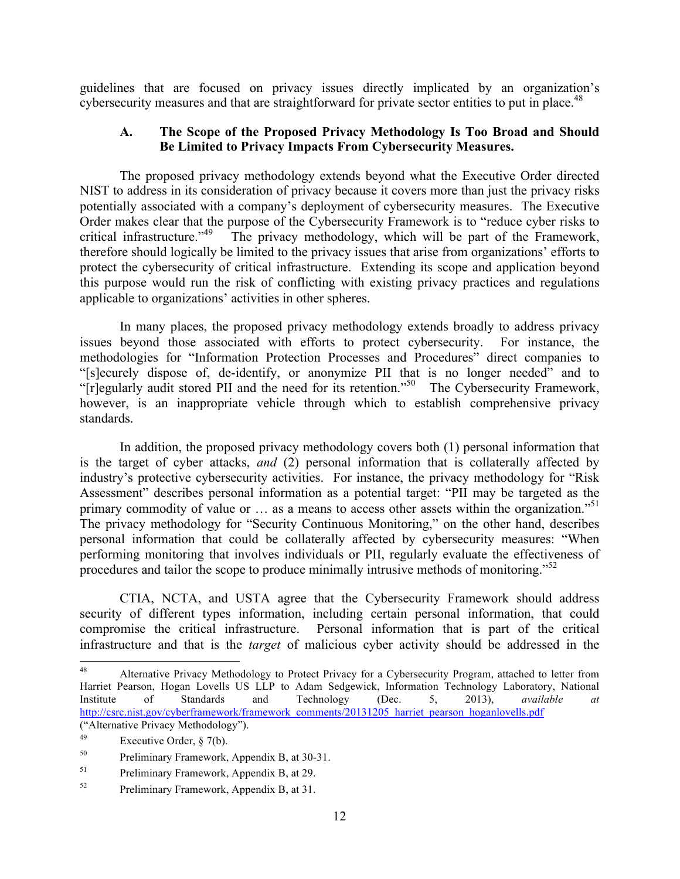guidelines that are focused on privacy issues directly implicated by an organization's cybersecurity measures and that are straightforward for private sector entities to put in place.[48]

### A. The Scope of the Proposed Privacy Methodology Is Too Broad and Should Be Limited to Privacy Impacts From Cybersecurity Measures.

The proposed privacy methodology extends beyond what the Executive Order directed NIST to address in its consideration of privacy because it covers more than just the privacy risks potentially associated with a company's deployment of cybersecurity measures. The Executive Order makes clear that the purpose of the Cybersecurity Framework is to "reduce cyber risks to critical infrastructure."[49] The privacy methodology, which will be part of the Framework, therefore should logically be limited to the privacy issues that arise from organizations' efforts to protect the cybersecurity of critical infrastructure. Extending its scope and application beyond this purpose would run the risk of conflicting with existing privacy practices and regulations applicable to organizations' activities in other spheres.

In many places, the proposed privacy methodology extends broadly to address privacy issues beyond those associated with efforts to protect cybersecurity. For instance, the methodologies for "Information Protection Processes and Procedures" direct companies to "[s]ecurely dispose of, de-identify, or anonymize PII that is no longer needed" and to "[r]egularly audit stored PII and the need for its retention."[50] The Cybersecurity Framework, however, is an inappropriate vehicle through which to establish comprehensive privacy standards.

In addition, the proposed privacy methodology covers both (1) personal information that is the target of cyber attacks, *and* (2) personal information that is collaterally affected by industry's protective cybersecurity activities. For instance, the privacy methodology for "Risk Assessment" describes personal information as a potential target: "PII may be targeted as the primary commodity of value or … as a means to access other assets within the organization."[51] The privacy methodology for "Security Continuous Monitoring," on the other hand, describes personal information that could be collaterally affected by cybersecurity measures: "When performing monitoring that involves individuals or PII, regularly evaluate the effectiveness of procedures and tailor the scope to produce minimally intrusive methods of monitoring."[52]

CTIA, NCTA, and USTA agree that the Cybersecurity Framework should address security of different types information, including certain personal information, that could compromise the critical infrastructure. Personal information that is part of the critical infrastructure and that is the *target* of malicious cyber activity should be addressed in the

---

[48] Alternative Privacy Methodology to Protect Privacy for a Cybersecurity Program, attached to letter from Harriet Pearson, Hogan Lovells US LLP to Adam Sedgewick, Information Technology Laboratory, National Institute of Standards and Technology (Dec. 5, 2013), *available at* http://csrc.nist.gov/cyberframework/framework_comments/20131205_harriet_pearson_hoganlovells.pdf ("Alternative Privacy Methodology").

[49] Executive Order, § 7(b).

[50] Preliminary Framework, Appendix B, at 30-31.

[51] Preliminary Framework, Appendix B, at 29.

[52] Preliminary Framework, Appendix B, at 31.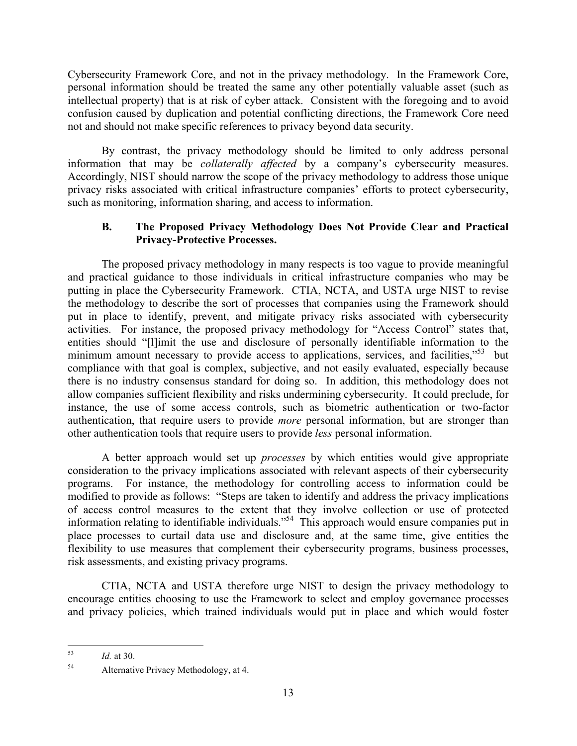Cybersecurity Framework Core, and not in the privacy methodology. In the Framework Core, personal information should be treated the same any other potentially valuable asset (such as intellectual property) that is at risk of cyber attack. Consistent with the foregoing and to avoid confusion caused by duplication and potential conflicting directions, the Framework Core need not and should not make specific references to privacy beyond data security.

By contrast, the privacy methodology should be limited to only address personal information that may be *collaterally affected* by a company's cybersecurity measures. Accordingly, NIST should narrow the scope of the privacy methodology to address those unique privacy risks associated with critical infrastructure companies' efforts to protect cybersecurity, such as monitoring, information sharing, and access to information.

### B. The Proposed Privacy Methodology Does Not Provide Clear and Practical Privacy-Protective Processes.

The proposed privacy methodology in many respects is too vague to provide meaningful and practical guidance to those individuals in critical infrastructure companies who may be putting in place the Cybersecurity Framework. CTIA, NCTA, and USTA urge NIST to revise the methodology to describe the sort of processes that companies using the Framework should put in place to identify, prevent, and mitigate privacy risks associated with cybersecurity activities. For instance, the proposed privacy methodology for "Access Control" states that, entities should "[l]imit the use and disclosure of personally identifiable information to the minimum amount necessary to provide access to applications, services, and facilities,"[53] but compliance with that goal is complex, subjective, and not easily evaluated, especially because there is no industry consensus standard for doing so. In addition, this methodology does not allow companies sufficient flexibility and risks undermining cybersecurity. It could preclude, for instance, the use of some access controls, such as biometric authentication or two-factor authentication, that require users to provide *more* personal information, but are stronger than other authentication tools that require users to provide *less* personal information.

A better approach would set up *processes* by which entities would give appropriate consideration to the privacy implications associated with relevant aspects of their cybersecurity programs. For instance, the methodology for controlling access to information could be modified to provide as follows: "Steps are taken to identify and address the privacy implications of access control measures to the extent that they involve collection or use of protected information relating to identifiable individuals."[54] This approach would ensure companies put in place processes to curtail data use and disclosure and, at the same time, give entities the flexibility to use measures that complement their cybersecurity programs, business processes, risk assessments, and existing privacy programs.

CTIA, NCTA and USTA therefore urge NIST to design the privacy methodology to encourage entities choosing to use the Framework to select and employ governance processes and privacy policies, which trained individuals would put in place and which would foster

---

[53] *Id.* at 30.

[54] Alternative Privacy Methodology, at 4.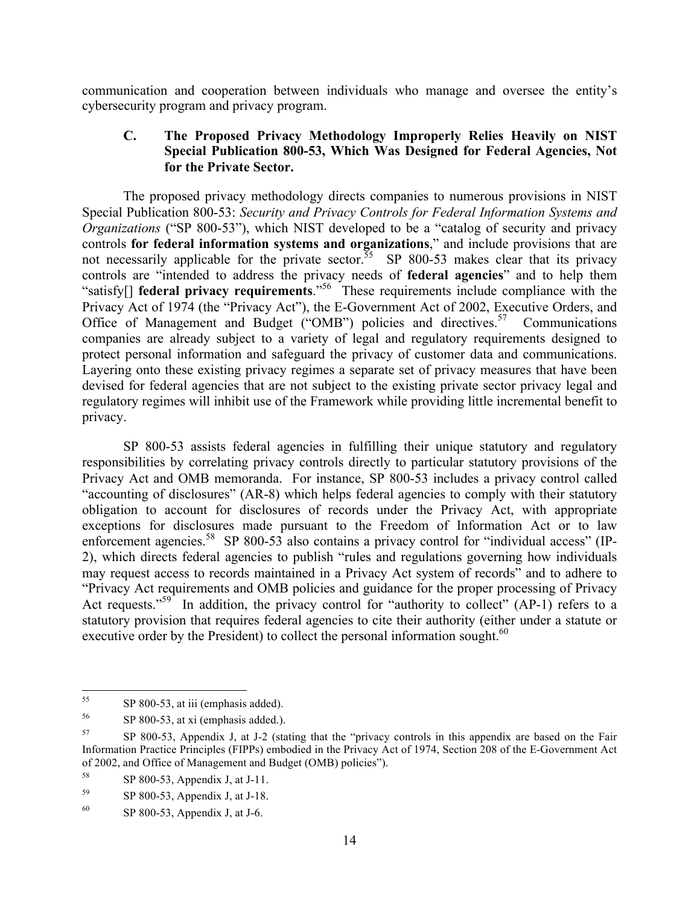communication and cooperation between individuals who manage and oversee the entity's cybersecurity program and privacy program.

### C. The Proposed Privacy Methodology Improperly Relies Heavily on NIST Special Publication 800-53, Which Was Designed for Federal Agencies, Not for the Private Sector.

The proposed privacy methodology directs companies to numerous provisions in NIST Special Publication 800-53: *Security and Privacy Controls for Federal Information Systems and Organizations* ("SP 800-53"), which NIST developed to be a "catalog of security and privacy controls **for federal information systems and organizations**," and include provisions that are not necessarily applicable for the private sector.[55] SP 800-53 makes clear that its privacy controls are "intended to address the privacy needs of **federal agencies**" and to help them "satisfy[] **federal privacy requirements**."[56] These requirements include compliance with the Privacy Act of 1974 (the "Privacy Act"), the E-Government Act of 2002, Executive Orders, and Office of Management and Budget ("OMB") policies and directives.[57] Communications companies are already subject to a variety of legal and regulatory requirements designed to protect personal information and safeguard the privacy of customer data and communications. Layering onto these existing privacy regimes a separate set of privacy measures that have been devised for federal agencies that are not subject to the existing private sector privacy legal and regulatory regimes will inhibit use of the Framework while providing little incremental benefit to privacy.

SP 800-53 assists federal agencies in fulfilling their unique statutory and regulatory responsibilities by correlating privacy controls directly to particular statutory provisions of the Privacy Act and OMB memoranda. For instance, SP 800-53 includes a privacy control called "accounting of disclosures" (AR-8) which helps federal agencies to comply with their statutory obligation to account for disclosures of records under the Privacy Act, with appropriate exceptions for disclosures made pursuant to the Freedom of Information Act or to law enforcement agencies.[58] SP 800-53 also contains a privacy control for "individual access" (IP-2), which directs federal agencies to publish "rules and regulations governing how individuals may request access to records maintained in a Privacy Act system of records" and to adhere to "Privacy Act requirements and OMB policies and guidance for the proper processing of Privacy Act requests."[59] In addition, the privacy control for "authority to collect" (AP-1) refers to a statutory provision that requires federal agencies to cite their authority (either under a statute or executive order by the President) to collect the personal information sought.[60]

---

[55] SP 800-53, at iii (emphasis added).

[56] SP 800-53, at xi (emphasis added.).

[57] SP 800-53, Appendix J, at J-2 (stating that the "privacy controls in this appendix are based on the Fair Information Practice Principles (FIPPs) embodied in the Privacy Act of 1974, Section 208 of the E-Government Act of 2002, and Office of Management and Budget (OMB) policies").

[58] SP 800-53, Appendix J, at J-11.

[59] SP 800-53, Appendix J, at J-18.

[60] SP 800-53, Appendix J, at J-6.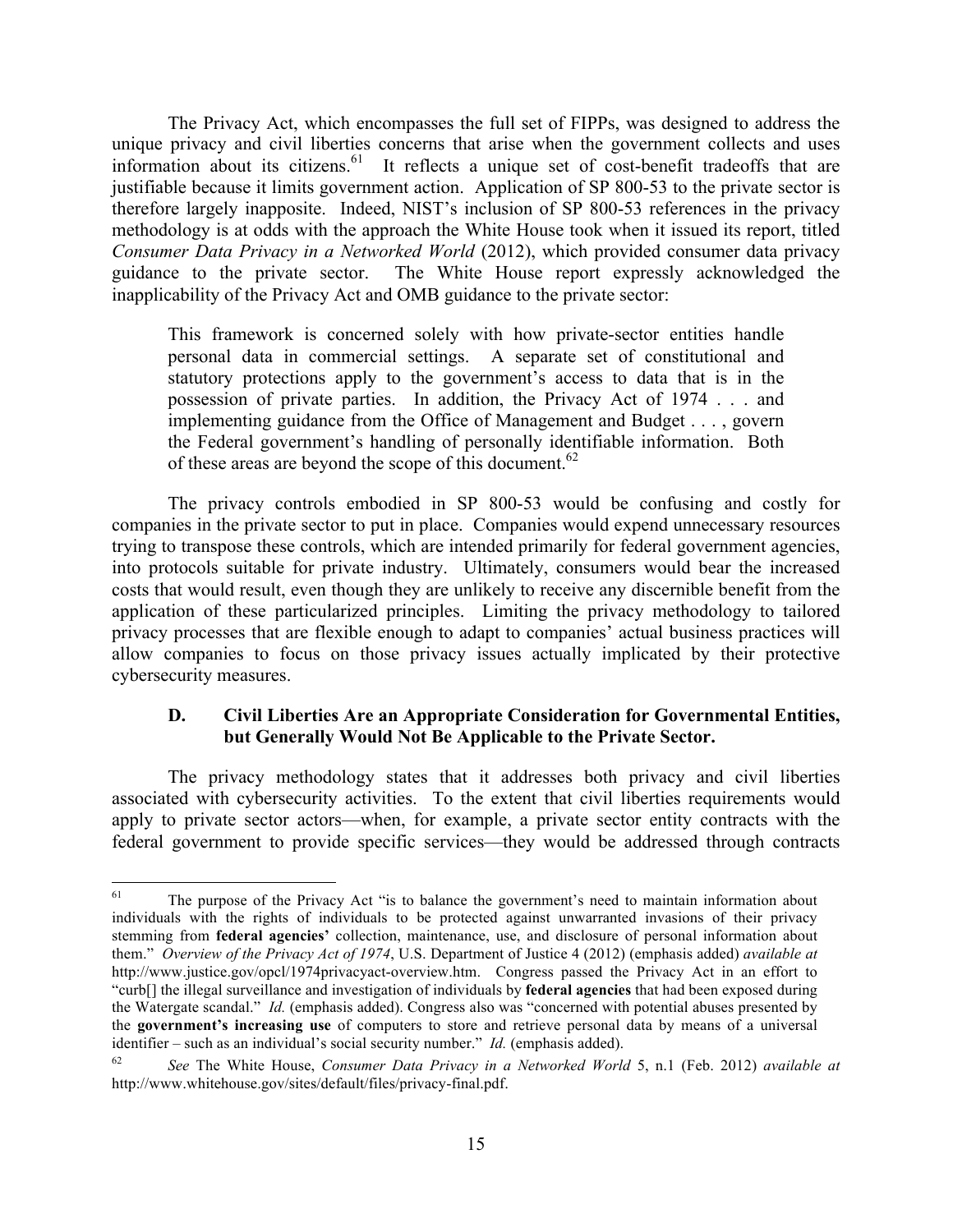The Privacy Act, which encompasses the full set of FIPPs, was designed to address the unique privacy and civil liberties concerns that arise when the government collects and uses information about its citizens.[61] It reflects a unique set of cost-benefit tradeoffs that are justifiable because it limits government action. Application of SP 800-53 to the private sector is therefore largely inapposite. Indeed, NIST's inclusion of SP 800-53 references in the privacy methodology is at odds with the approach the White House took when it issued its report, titled *Consumer Data Privacy in a Networked World* (2012), which provided consumer data privacy guidance to the private sector. The White House report expressly acknowledged the inapplicability of the Privacy Act and OMB guidance to the private sector:

> This framework is concerned solely with how private-sector entities handle personal data in commercial settings. A separate set of constitutional and statutory protections apply to the government's access to data that is in the possession of private parties. In addition, the Privacy Act of 1974 . . . and implementing guidance from the Office of Management and Budget . . . , govern the Federal government's handling of personally identifiable information. Both of these areas are beyond the scope of this document.[62]

The privacy controls embodied in SP 800-53 would be confusing and costly for companies in the private sector to put in place. Companies would expend unnecessary resources trying to transpose these controls, which are intended primarily for federal government agencies, into protocols suitable for private industry. Ultimately, consumers would bear the increased costs that would result, even though they are unlikely to receive any discernible benefit from the application of these particularized principles. Limiting the privacy methodology to tailored privacy processes that are flexible enough to adapt to companies' actual business practices will allow companies to focus on those privacy issues actually implicated by their protective cybersecurity measures.

### D. Civil Liberties Are an Appropriate Consideration for Governmental Entities, but Generally Would Not Be Applicable to the Private Sector.

The privacy methodology states that it addresses both privacy and civil liberties associated with cybersecurity activities. To the extent that civil liberties requirements would apply to private sector actors—when, for example, a private sector entity contracts with the federal government to provide specific services—they would be addressed through contracts

---

[61] The purpose of the Privacy Act "is to balance the government's need to maintain information about individuals with the rights of individuals to be protected against unwarranted invasions of their privacy stemming from **federal agencies'** collection, maintenance, use, and disclosure of personal information about them." *Overview of the Privacy Act of 1974*, U.S. Department of Justice 4 (2012) (emphasis added) *available at* http://www.justice.gov/opcl/1974privacyact-overview.htm. Congress passed the Privacy Act in an effort to "curb[] the illegal surveillance and investigation of individuals by **federal agencies** that had been exposed during the Watergate scandal." *Id.* (emphasis added). Congress also was "concerned with potential abuses presented by the **government's increasing use** of computers to store and retrieve personal data by means of a universal identifier – such as an individual's social security number." *Id.* (emphasis added).

[62] *See* The White House, *Consumer Data Privacy in a Networked World* 5, n.1 (Feb. 2012) *available at* http://www.whitehouse.gov/sites/default/files/privacy-final.pdf.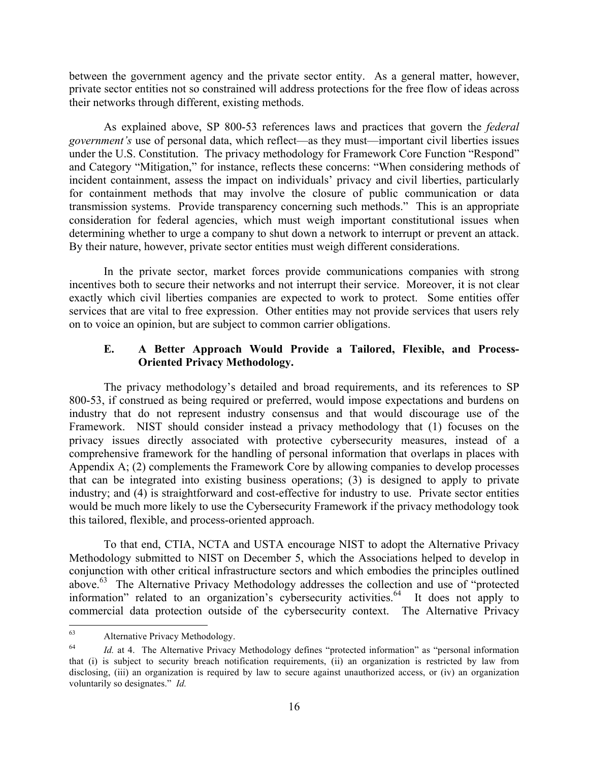between the government agency and the private sector entity. As a general matter, however, private sector entities not so constrained will address protections for the free flow of ideas across their networks through different, existing methods.

As explained above, SP 800-53 references laws and practices that govern the *federal government's* use of personal data, which reflect—as they must—important civil liberties issues under the U.S. Constitution. The privacy methodology for Framework Core Function "Respond" and Category "Mitigation," for instance, reflects these concerns: "When considering methods of incident containment, assess the impact on individuals' privacy and civil liberties, particularly for containment methods that may involve the closure of public communication or data transmission systems. Provide transparency concerning such methods." This is an appropriate consideration for federal agencies, which must weigh important constitutional issues when determining whether to urge a company to shut down a network to interrupt or prevent an attack. By their nature, however, private sector entities must weigh different considerations.

In the private sector, market forces provide communications companies with strong incentives both to secure their networks and not interrupt their service. Moreover, it is not clear exactly which civil liberties companies are expected to work to protect. Some entities offer services that are vital to free expression. Other entities may not provide services that users rely on to voice an opinion, but are subject to common carrier obligations.

### E. A Better Approach Would Provide a Tailored, Flexible, and Process-Oriented Privacy Methodology.

The privacy methodology's detailed and broad requirements, and its references to SP 800-53, if construed as being required or preferred, would impose expectations and burdens on industry that do not represent industry consensus and that would discourage use of the Framework. NIST should consider instead a privacy methodology that (1) focuses on the privacy issues directly associated with protective cybersecurity measures, instead of a comprehensive framework for the handling of personal information that overlaps in places with Appendix A; (2) complements the Framework Core by allowing companies to develop processes that can be integrated into existing business operations; (3) is designed to apply to private industry; and (4) is straightforward and cost-effective for industry to use. Private sector entities would be much more likely to use the Cybersecurity Framework if the privacy methodology took this tailored, flexible, and process-oriented approach.

To that end, CTIA, NCTA and USTA encourage NIST to adopt the Alternative Privacy Methodology submitted to NIST on December 5, which the Associations helped to develop in conjunction with other critical infrastructure sectors and which embodies the principles outlined above.[63] The Alternative Privacy Methodology addresses the collection and use of "protected information" related to an organization's cybersecurity activities.[64] It does not apply to commercial data protection outside of the cybersecurity context. The Alternative Privacy

---

[63] Alternative Privacy Methodology.

[64] *Id.* at 4. The Alternative Privacy Methodology defines "protected information" as "personal information that (i) is subject to security breach notification requirements, (ii) an organization is restricted by law from disclosing, (iii) an organization is required by law to secure against unauthorized access, or (iv) an organization voluntarily so designates." *Id.*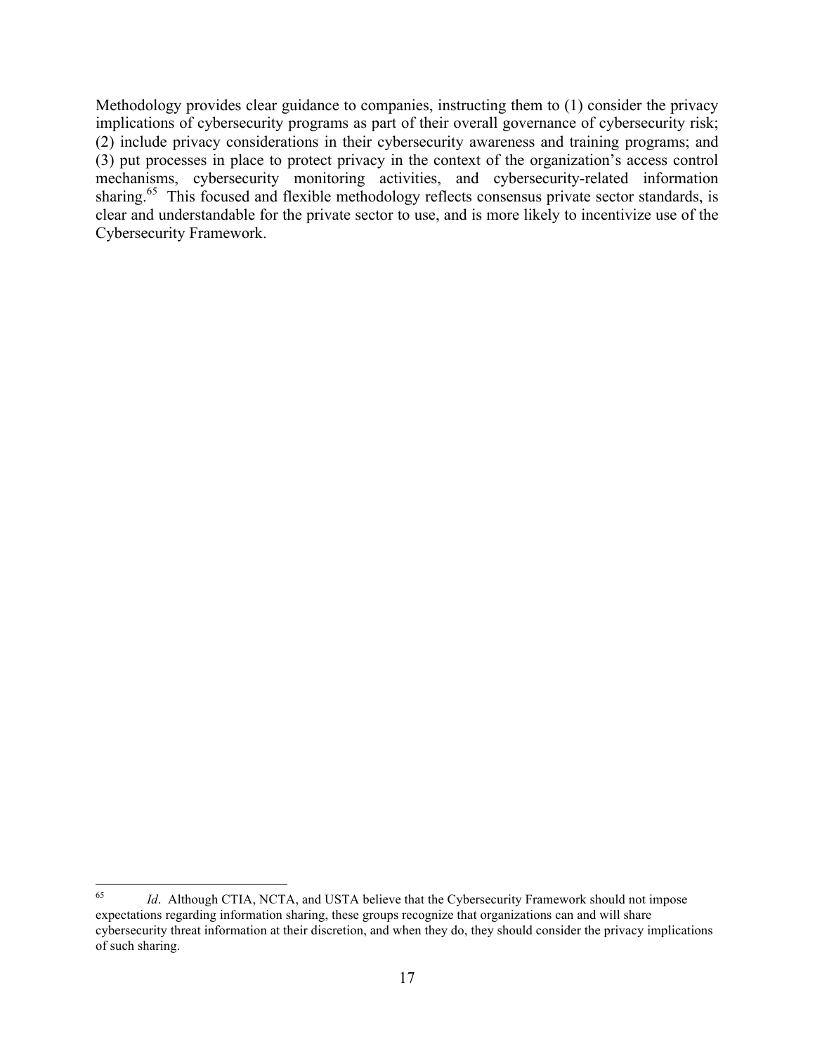Methodology provides clear guidance to companies, instructing them to (1) consider the privacy implications of cybersecurity programs as part of their overall governance of cybersecurity risk; (2) include privacy considerations in their cybersecurity awareness and training programs; and (3) put processes in place to protect privacy in the context of the organization's access control mechanisms, cybersecurity monitoring activities, and cybersecurity-related information sharing.[65] This focused and flexible methodology reflects consensus private sector standards, is clear and understandable for the private sector to use, and is more likely to incentivize use of the Cybersecurity Framework.

---

[65] *Id*. Although CTIA, NCTA, and USTA believe that the Cybersecurity Framework should not impose expectations regarding information sharing, these groups recognize that organizations can and will share cybersecurity threat information at their discretion, and when they do, they should consider the privacy implications of such sharing.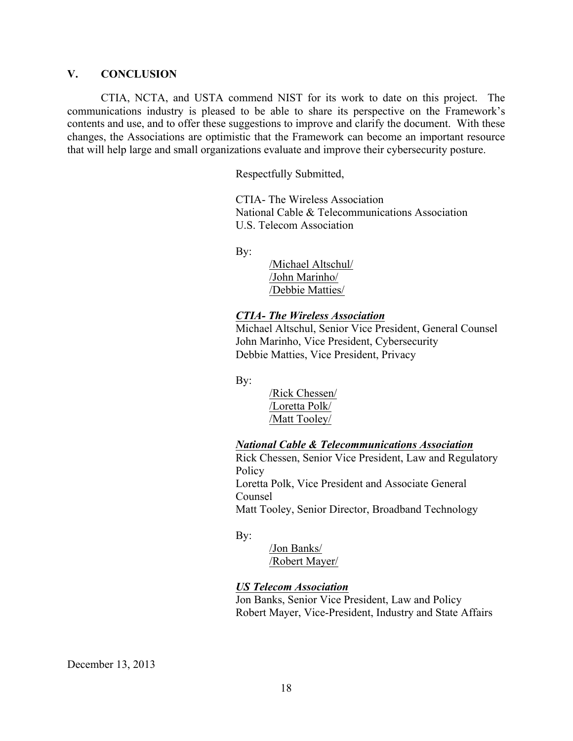## V. CONCLUSION

CTIA, NCTA, and USTA commend NIST for its work to date on this project. The communications industry is pleased to be able to share its perspective on the Framework's contents and use, and to offer these suggestions to improve and clarify the document. With these changes, the Associations are optimistic that the Framework can become an important resource that will help large and small organizations evaluate and improve their cybersecurity posture.

Respectfully Submitted,

CTIA- The Wireless Association
National Cable & Telecommunications Association
U.S. Telecom Association

By:

/Michael Altschul/
/John Marinho/
/Debbie Matties/

***CTIA- The Wireless Association***
Michael Altschul, Senior Vice President, General Counsel
John Marinho, Vice President, Cybersecurity
Debbie Matties, Vice President, Privacy

By:

/Rick Chessen/
/Loretta Polk/
/Matt Tooley/

***National Cable & Telecommunications Association***
Rick Chessen, Senior Vice President, Law and Regulatory Policy
Loretta Polk, Vice President and Associate General Counsel
Matt Tooley, Senior Director, Broadband Technology

By:

/Jon Banks/
/Robert Mayer/

***US Telecom Association***
Jon Banks, Senior Vice President, Law and Policy
Robert Mayer, Vice-President, Industry and State Affairs

December 13, 2013